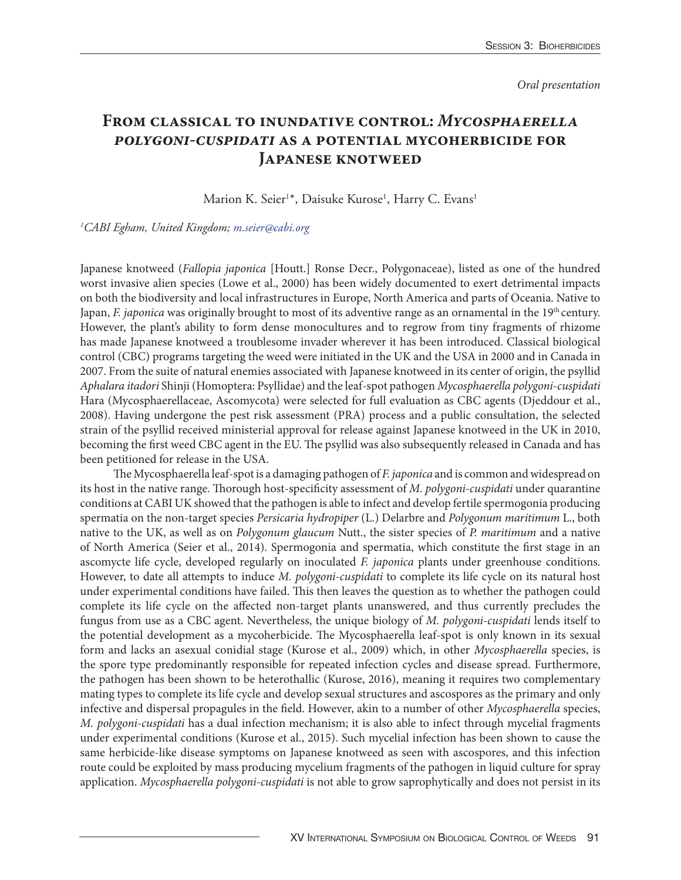*Oral presentation*

# From classical to inundative control: *Mycosphaerella polygoni-cuspidati* as a potential mycoherbicide for Japanese knotweed

Marion K. Seier[1]*, Daisuke Kurose[1], Harry C. Evans[1]

[1]*CABI Egham, United Kingdom; m.seier@cabi.org*

Japanese knotweed (*Fallopia japonica* [Houtt.] Ronse Decr., Polygonaceae), listed as one of the hundred worst invasive alien species (Lowe et al., 2000) has been widely documented to exert detrimental impacts on both the biodiversity and local infrastructures in Europe, North America and parts of Oceania. Native to Japan, *F. japonica* was originally brought to most of its adventive range as an ornamental in the 19th century. However, the plant's ability to form dense monocultures and to regrow from tiny fragments of rhizome has made Japanese knotweed a troublesome invader wherever it has been introduced. Classical biological control (CBC) programs targeting the weed were initiated in the UK and the USA in 2000 and in Canada in 2007. From the suite of natural enemies associated with Japanese knotweed in its center of origin, the psyllid *Aphalara itadori* Shinji (Homoptera: Psyllidae) and the leaf-spot pathogen *Mycosphaerella polygoni-cuspidati* Hara (Mycosphaerellaceae, Ascomycota) were selected for full evaluation as CBC agents (Djeddour et al., 2008). Having undergone the pest risk assessment (PRA) process and a public consultation, the selected strain of the psyllid received ministerial approval for release against Japanese knotweed in the UK in 2010, becoming the first weed CBC agent in the EU. The psyllid was also subsequently released in Canada and has been petitioned for release in the USA.

The Mycosphaerella leaf-spot is a damaging pathogen of *F. japonica* and is common and widespread on its host in the native range. Thorough host-specificity assessment of *M. polygoni-cuspidati* under quarantine conditions at CABI UK showed that the pathogen is able to infect and develop fertile spermogonia producing spermatia on the non-target species *Persicaria hydropiper* (L.) Delarbre and *Polygonum maritimum* L., both native to the UK, as well as on *Polygonum glaucum* Nutt., the sister species of *P. maritimum* and a native of North America (Seier et al., 2014). Spermogonia and spermatia, which constitute the first stage in an ascomycte life cycle, developed regularly on inoculated *F. japonica* plants under greenhouse conditions. However, to date all attempts to induce *M. polygoni-cuspidati* to complete its life cycle on its natural host under experimental conditions have failed. This then leaves the question as to whether the pathogen could complete its life cycle on the affected non-target plants unanswered, and thus currently precludes the fungus from use as a CBC agent. Nevertheless, the unique biology of *M. polygoni-cuspidati* lends itself to the potential development as a mycoherbicide. The Mycosphaerella leaf-spot is only known in its sexual form and lacks an asexual conidial stage (Kurose et al., 2009) which, in other *Mycosphaerella* species, is the spore type predominantly responsible for repeated infection cycles and disease spread. Furthermore, the pathogen has been shown to be heterothallic (Kurose, 2016), meaning it requires two complementary mating types to complete its life cycle and develop sexual structures and ascospores as the primary and only infective and dispersal propagules in the field. However, akin to a number of other *Mycosphaerella* species, *M. polygoni-cuspidati* has a dual infection mechanism; it is also able to infect through mycelial fragments under experimental conditions (Kurose et al., 2015). Such mycelial infection has been shown to cause the same herbicide-like disease symptoms on Japanese knotweed as seen with ascospores, and this infection route could be exploited by mass producing mycelium fragments of the pathogen in liquid culture for spray application. *Mycosphaerella polygoni-cuspidati* is not able to grow saprophytically and does not persist in its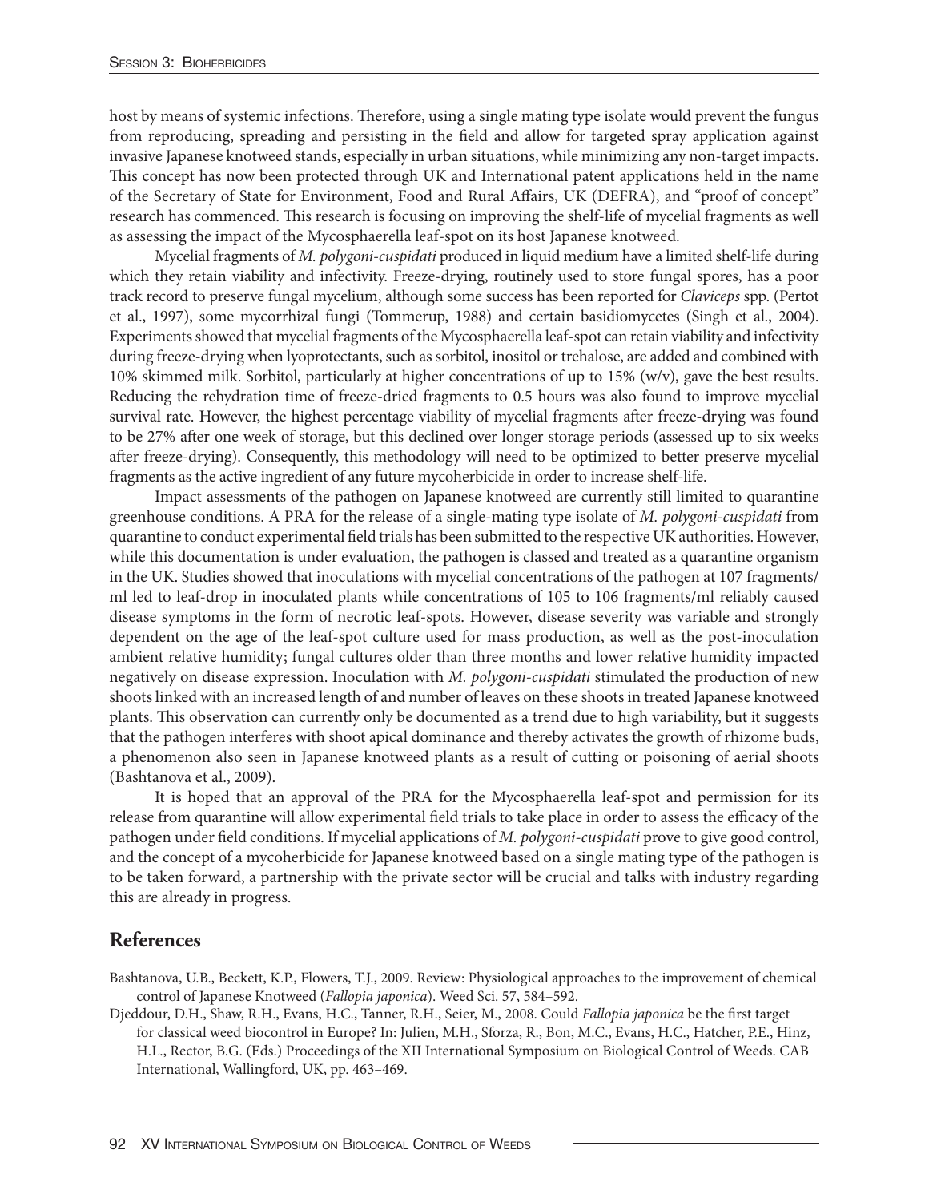host by means of systemic infections. Therefore, using a single mating type isolate would prevent the fungus from reproducing, spreading and persisting in the field and allow for targeted spray application against invasive Japanese knotweed stands, especially in urban situations, while minimizing any non-target impacts. This concept has now been protected through UK and International patent applications held in the name of the Secretary of State for Environment, Food and Rural Affairs, UK (DEFRA), and "proof of concept" research has commenced. This research is focusing on improving the shelf-life of mycelial fragments as well as assessing the impact of the Mycosphaerella leaf-spot on its host Japanese knotweed.

Mycelial fragments of *M. polygoni-cuspidati* produced in liquid medium have a limited shelf-life during which they retain viability and infectivity. Freeze-drying, routinely used to store fungal spores, has a poor track record to preserve fungal mycelium, although some success has been reported for *Claviceps* spp. (Pertot et al., 1997), some mycorrhizal fungi (Tommerup, 1988) and certain basidiomycetes (Singh et al., 2004). Experiments showed that mycelial fragments of the Mycosphaerella leaf-spot can retain viability and infectivity during freeze-drying when lyoprotectants, such as sorbitol, inositol or trehalose, are added and combined with 10% skimmed milk. Sorbitol, particularly at higher concentrations of up to 15% (w/v), gave the best results. Reducing the rehydration time of freeze-dried fragments to 0.5 hours was also found to improve mycelial survival rate. However, the highest percentage viability of mycelial fragments after freeze-drying was found to be 27% after one week of storage, but this declined over longer storage periods (assessed up to six weeks after freeze-drying). Consequently, this methodology will need to be optimized to better preserve mycelial fragments as the active ingredient of any future mycoherbicide in order to increase shelf-life.

Impact assessments of the pathogen on Japanese knotweed are currently still limited to quarantine greenhouse conditions. A PRA for the release of a single-mating type isolate of *M. polygoni-cuspidati* from quarantine to conduct experimental field trials has been submitted to the respective UK authorities. However, while this documentation is under evaluation, the pathogen is classed and treated as a quarantine organism in the UK. Studies showed that inoculations with mycelial concentrations of the pathogen at 107 fragments/ml led to leaf-drop in inoculated plants while concentrations of 105 to 106 fragments/ml reliably caused disease symptoms in the form of necrotic leaf-spots. However, disease severity was variable and strongly dependent on the age of the leaf-spot culture used for mass production, as well as the post-inoculation ambient relative humidity; fungal cultures older than three months and lower relative humidity impacted negatively on disease expression. Inoculation with *M. polygoni-cuspidati* stimulated the production of new shoots linked with an increased length of and number of leaves on these shoots in treated Japanese knotweed plants. This observation can currently only be documented as a trend due to high variability, but it suggests that the pathogen interferes with shoot apical dominance and thereby activates the growth of rhizome buds, a phenomenon also seen in Japanese knotweed plants as a result of cutting or poisoning of aerial shoots (Bashtanova et al., 2009).

It is hoped that an approval of the PRA for the Mycosphaerella leaf-spot and permission for its release from quarantine will allow experimental field trials to take place in order to assess the efficacy of the pathogen under field conditions. If mycelial applications of *M. polygoni-cuspidati* prove to give good control, and the concept of a mycoherbicide for Japanese knotweed based on a single mating type of the pathogen is to be taken forward, a partnership with the private sector will be crucial and talks with industry regarding this are already in progress.

## References

Bashtanova, U.B., Beckett, K.P., Flowers, T.J., 2009. Review: Physiological approaches to the improvement of chemical control of Japanese Knotweed (*Fallopia japonica*). Weed Sci. 57, 584–592.

Djeddour, D.H., Shaw, R.H., Evans, H.C., Tanner, R.H., Seier, M., 2008. Could *Fallopia japonica* be the first target for classical weed biocontrol in Europe? In: Julien, M.H., Sforza, R., Bon, M.C., Evans, H.C., Hatcher, P.E., Hinz, H.L., Rector, B.G. (Eds.) Proceedings of the XII International Symposium on Biological Control of Weeds. CAB International, Wallingford, UK, pp. 463–469.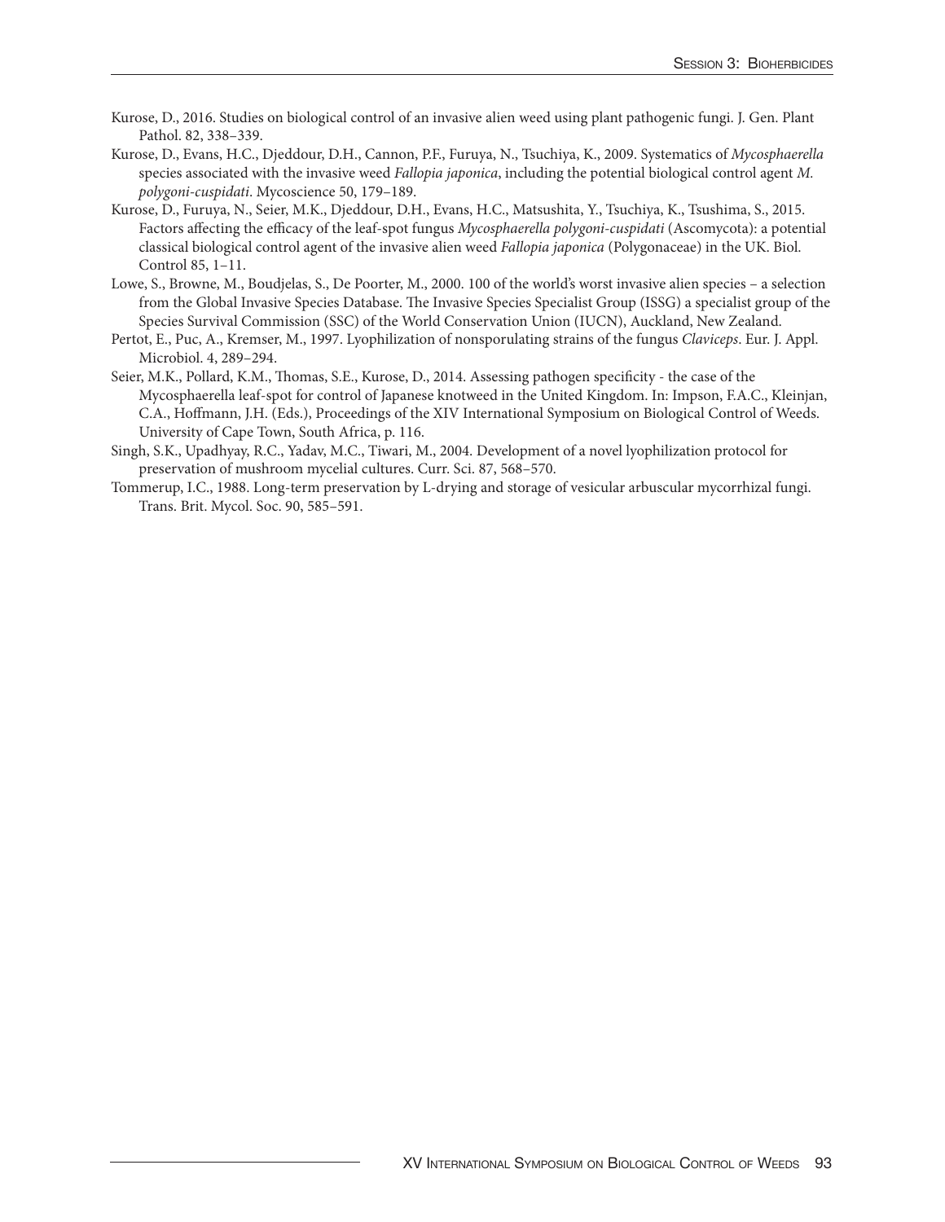Kurose, D., 2016. Studies on biological control of an invasive alien weed using plant pathogenic fungi. J. Gen. Plant Pathol. 82, 338–339.

Kurose, D., Evans, H.C., Djeddour, D.H., Cannon, P.F., Furuya, N., Tsuchiya, K., 2009. Systematics of *Mycosphaerella* species associated with the invasive weed *Fallopia japonica*, including the potential biological control agent *M. polygoni-cuspidati*. Mycoscience 50, 179–189.

Kurose, D., Furuya, N., Seier, M.K., Djeddour, D.H., Evans, H.C., Matsushita, Y., Tsuchiya, K., Tsushima, S., 2015. Factors affecting the efficacy of the leaf-spot fungus *Mycosphaerella polygoni-cuspidati* (Ascomycota): a potential classical biological control agent of the invasive alien weed *Fallopia japonica* (Polygonaceae) in the UK. Biol. Control 85, 1–11.

Lowe, S., Browne, M., Boudjelas, S., De Poorter, M., 2000. 100 of the world's worst invasive alien species – a selection from the Global Invasive Species Database. The Invasive Species Specialist Group (ISSG) a specialist group of the Species Survival Commission (SSC) of the World Conservation Union (IUCN), Auckland, New Zealand.

Pertot, E., Puc, A., Kremser, M., 1997. Lyophilization of nonsporulating strains of the fungus *Claviceps*. Eur. J. Appl. Microbiol. 4, 289–294.

Seier, M.K., Pollard, K.M., Thomas, S.E., Kurose, D., 2014. Assessing pathogen specificity - the case of the Mycosphaerella leaf-spot for control of Japanese knotweed in the United Kingdom. In: Impson, F.A.C., Kleinjan, C.A., Hoffmann, J.H. (Eds.), Proceedings of the XIV International Symposium on Biological Control of Weeds. University of Cape Town, South Africa, p. 116.

Singh, S.K., Upadhyay, R.C., Yadav, M.C., Tiwari, M., 2004. Development of a novel lyophilization protocol for preservation of mushroom mycelial cultures. Curr. Sci. 87, 568–570.

Tommerup, I.C., 1988. Long-term preservation by L-drying and storage of vesicular arbuscular mycorrhizal fungi. Trans. Brit. Mycol. Soc. 90, 585–591.